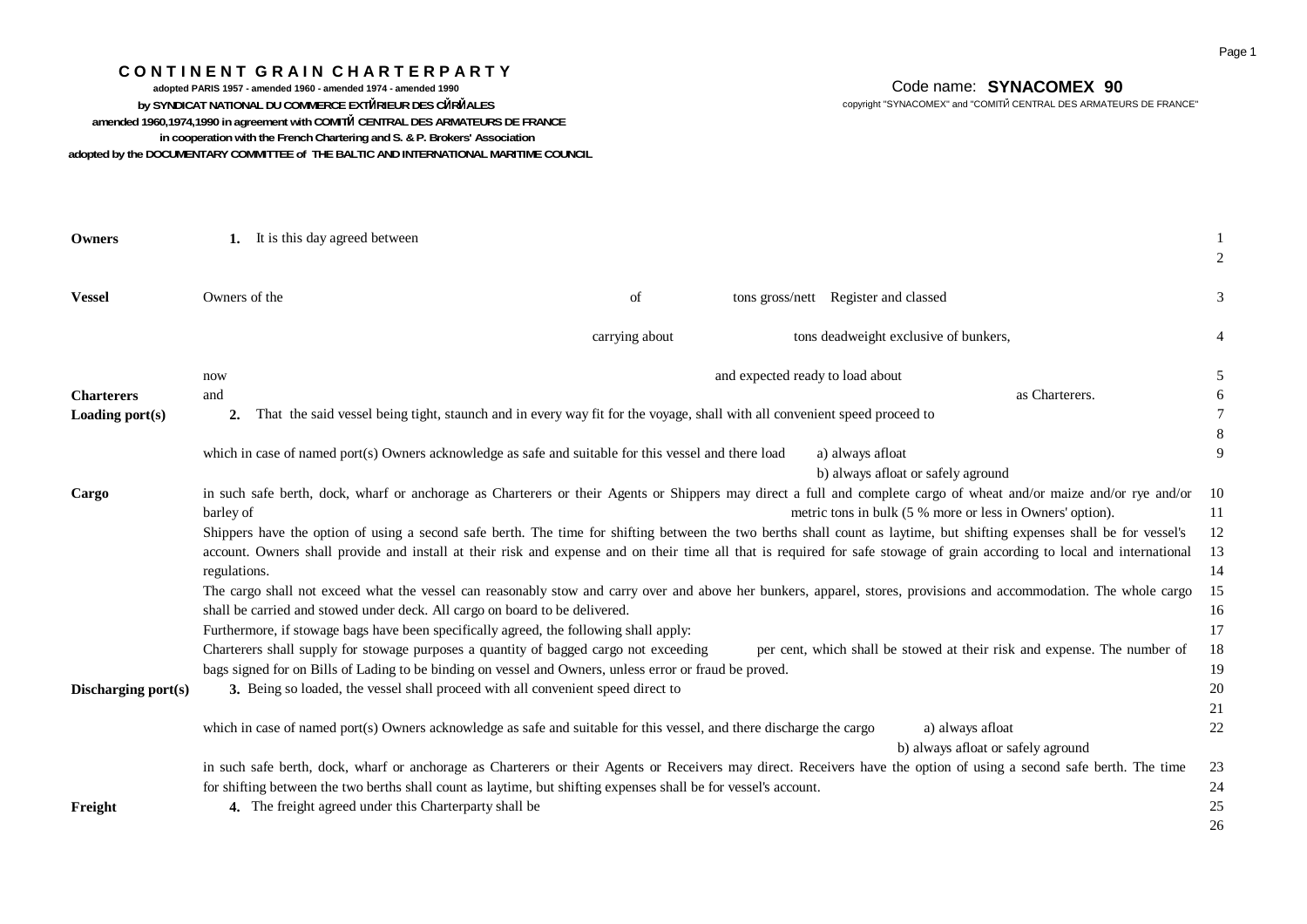# CONTINENT GRAIN CHARTERPARTY

**adopted PARIS 1957 - amended 1960 - amended 1974 - amended 1990**
**by SYNDICAT NATIONAL DU COMMERCE EXTÉRIEUR DES CÉRÉALES**
**amended 1960,1974,1990 in agreement with COMITÉ CENTRAL DES ARMATEURS DE FRANCE**
**in cooperation with the French Chartering and S. & P. Brokers' Association**
**adopted by the DOCUMENTARY COMMITTEE of THE BALTIC AND INTERNATIONAL MARITIME COUNCIL**

Code name: **SYNACOMEX 90**

copyright "SYNACOMEX" and "COMITÉ CENTRAL DES ARMATEURS DE FRANCE"

**Owners** — **1.** It is this day agreed between (1, 2)

**Vessel** — Owners of the of tons gross/nett Register and classed (3)

carrying about tons deadweight exclusive of bunkers, (4)

now and expected ready to load about (5)

**Charterers** — and as Charterers. (6)

**Loading port(s)** — **2.** That the said vessel being tight, staunch and in every way fit for the voyage, shall with all convenient speed proceed to (7, 8)

which in case of named port(s) Owners acknowledge as safe and suitable for this vessel and there load a) always afloat
b) always afloat or safely aground (9)

**Cargo** — in such safe berth, dock, wharf or anchorage as Charterers or their Agents or Shippers may direct a full and complete cargo of wheat and/or maize and/or rye and/or barley of metric tons in bulk (5 % more or less in Owners' option). (10, 11)

Shippers have the option of using a second safe berth. The time for shifting between the two berths shall count as laytime, but shifting expenses shall be for vessel's account. Owners shall provide and install at their risk and expense and on their time all that is required for safe stowage of grain according to local and international regulations. (12–14)

The cargo shall not exceed what the vessel can reasonably stow and carry over and above her bunkers, apparel, stores, provisions and accommodation. The whole cargo shall be carried and stowed under deck. All cargo on board to be delivered. (15, 16)

Furthermore, if stowage bags have been specifically agreed, the following shall apply: (17)

Charterers shall supply for stowage purposes a quantity of bagged cargo not exceeding per cent, which shall be stowed at their risk and expense. The number of bags signed for on Bills of Lading to be binding on vessel and Owners, unless error or fraud be proved. (18, 19)

**Discharging port(s)** — **3.** Being so loaded, the vessel shall proceed with all convenient speed direct to (20, 21)

which in case of named port(s) Owners acknowledge as safe and suitable for this vessel, and there discharge the cargo a) always afloat
b) always afloat or safely aground (22)

in such safe berth, dock, wharf or anchorage as Charterers or their Agents or Receivers may direct. Receivers have the option of using a second safe berth. The time for shifting between the two berths shall count as laytime, but shifting expenses shall be for vessel's account. (23, 24)

**Freight** — **4.** The freight agreed under this Charterparty shall be (25, 26)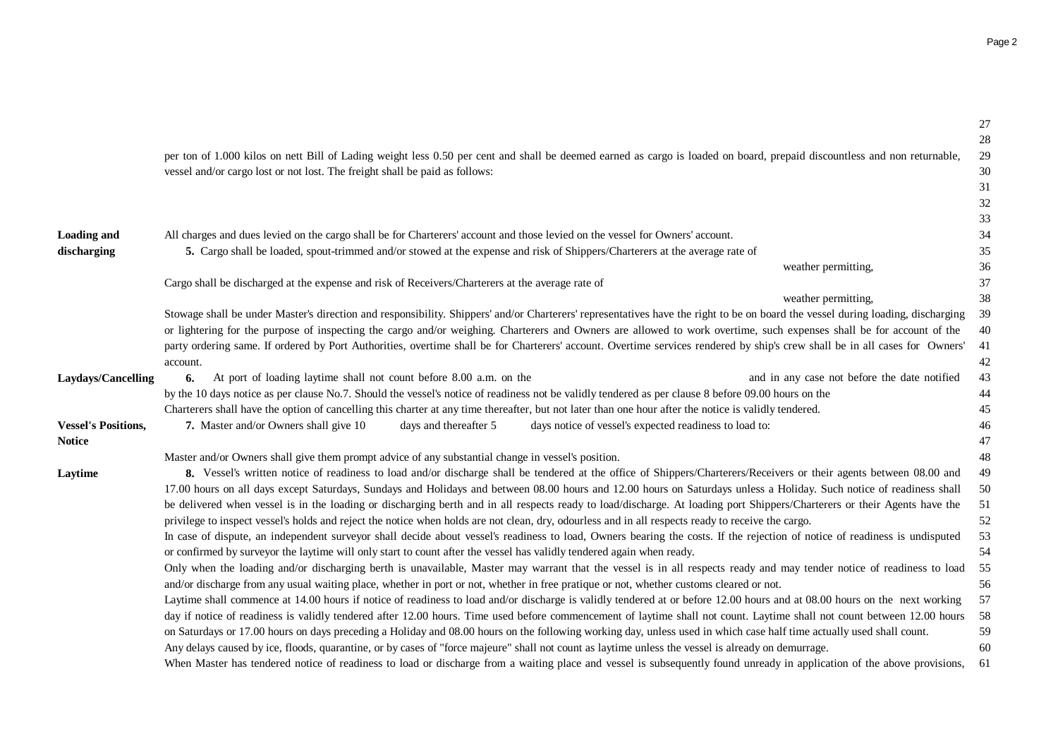per ton of 1.000 kilos on nett Bill of Lading weight less 0.50 per cent and shall be deemed earned as cargo is loaded on board, prepaid discountless and non returnable, vessel and/or cargo lost or not lost. The freight shall be paid as follows:

All charges and dues levied on the cargo shall be for Charterers' account and those levied on the vessel for Owners' account.

**Loading and discharging**

**5.** Cargo shall be loaded, spout-trimmed and/or stowed at the expense and risk of Shippers/Charterers at the average rate of

weather permitting,

Cargo shall be discharged at the expense and risk of Receivers/Charterers at the average rate of

weather permitting,

Stowage shall be under Master's direction and responsibility. Shippers' and/or Charterers' representatives have the right to be on board the vessel during loading, discharging or lightering for the purpose of inspecting the cargo and/or weighing. Charterers and Owners are allowed to work overtime, such expenses shall be for account of the party ordering same. If ordered by Port Authorities, overtime shall be for Charterers' account. Overtime services rendered by ship's crew shall be in all cases for Owners' account.

**Laydays/Cancelling**

**6.** At port of loading laytime shall not count before 8.00 a.m. on the and in any case not before the date notified by the 10 days notice as per clause No.7. Should the vessel's notice of readiness not be validly tendered as per clause 8 before 09.00 hours on the

Charterers shall have the option of cancelling this charter at any time thereafter, but not later than one hour after the notice is validly tendered.

**Vessel's Positions, Notice**

**7.** Master and/or Owners shall give 10 days and thereafter 5 days notice of vessel's expected readiness to load to:

Master and/or Owners shall give them prompt advice of any substantial change in vessel's position.

**Laytime**

**8.** Vessel's written notice of readiness to load and/or discharge shall be tendered at the office of Shippers/Charterers/Receivers or their agents between 08.00 and 17.00 hours on all days except Saturdays, Sundays and Holidays and between 08.00 hours and 12.00 hours on Saturdays unless a Holiday. Such notice of readiness shall be delivered when vessel is in the loading or discharging berth and in all respects ready to load/discharge. At loading port Shippers/Charterers or their Agents have the privilege to inspect vessel's holds and reject the notice when holds are not clean, dry, odourless and in all respects ready to receive the cargo.

In case of dispute, an independent surveyor shall decide about vessel's readiness to load, Owners bearing the costs. If the rejection of notice of readiness is undisputed or confirmed by surveyor the laytime will only start to count after the vessel has validly tendered again when ready.

Only when the loading and/or discharging berth is unavailable, Master may warrant that the vessel is in all respects ready and may tender notice of readiness to load and/or discharge from any usual waiting place, whether in port or not, whether in free pratique or not, whether customs cleared or not.

Laytime shall commence at 14.00 hours if notice of readiness to load and/or discharge is validly tendered at or before 12.00 hours and at 08.00 hours on the next working day if notice of readiness is validly tendered after 12.00 hours. Time used before commencement of laytime shall not count. Laytime shall not count between 12.00 hours on Saturdays or 17.00 hours on days preceding a Holiday and 08.00 hours on the following working day, unless used in which case half time actually used shall count.

Any delays caused by ice, floods, quarantine, or by cases of "force majeure" shall not count as laytime unless the vessel is already on demurrage.

When Master has tendered notice of readiness to load or discharge from a waiting place and vessel is subsequently found unready in application of the above provisions,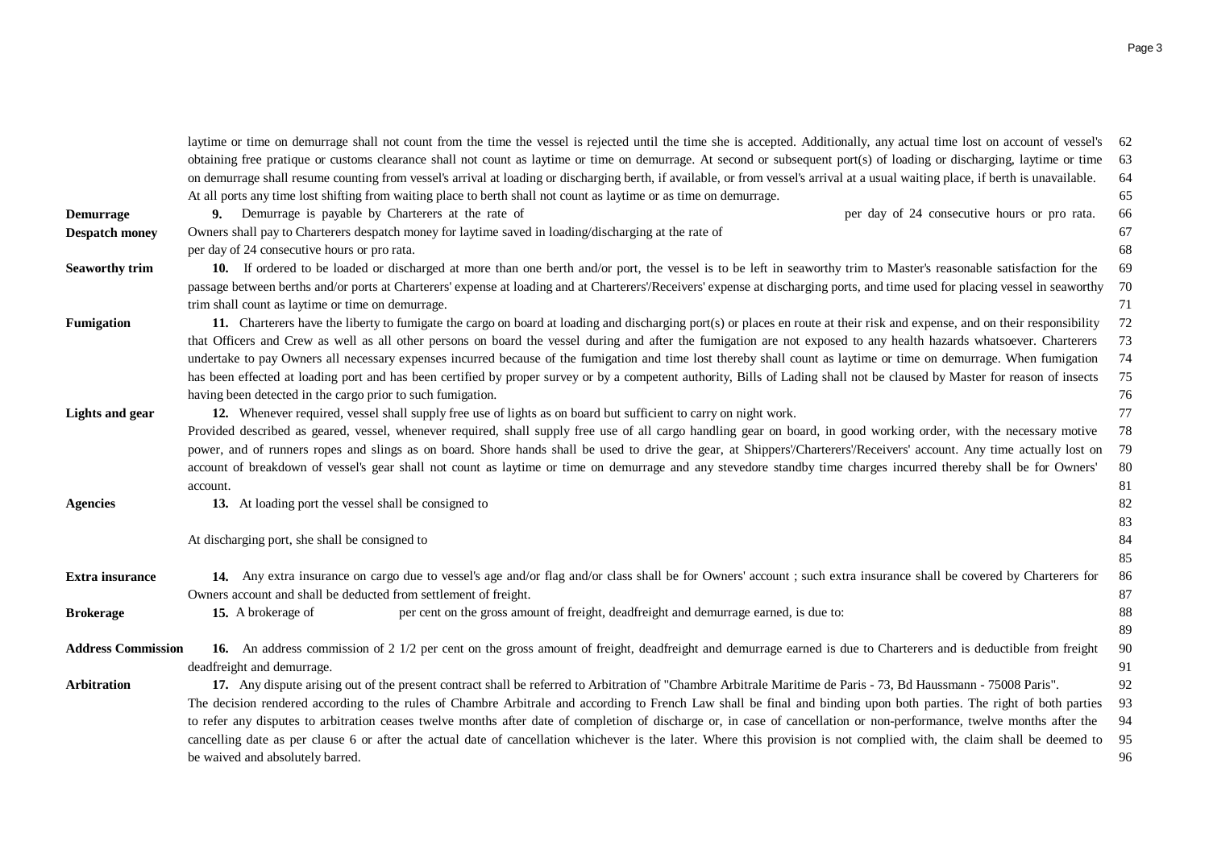laytime or time on demurrage shall not count from the time the vessel is rejected until the time she is accepted. Additionally, any actual time lost on account of vessel's obtaining free pratique or customs clearance shall not count as laytime or time on demurrage. At second or subsequent port(s) of loading or discharging, laytime or time on demurrage shall resume counting from vessel's arrival at loading or discharging berth, if available, or from vessel's arrival at a usual waiting place, if berth is unavailable. At all ports any time lost shifting from waiting place to berth shall not count as laytime or as time on demurrage.

**Demurrage** **9.** Demurrage is payable by Charterers at the rate of per day of 24 consecutive hours or pro rata.

**Despatch money** Owners shall pay to Charterers despatch money for laytime saved in loading/discharging at the rate of per day of 24 consecutive hours or pro rata.

**Seaworthy trim** **10.** If ordered to be loaded or discharged at more than one berth and/or port, the vessel is to be left in seaworthy trim to Master's reasonable satisfaction for the passage between berths and/or ports at Charterers' expense at loading and at Charterers'/Receivers' expense at discharging ports, and time used for placing vessel in seaworthy trim shall count as laytime or time on demurrage.

**Fumigation** **11.** Charterers have the liberty to fumigate the cargo on board at loading and discharging port(s) or places en route at their risk and expense, and on their responsibility that Officers and Crew as well as all other persons on board the vessel during and after the fumigation are not exposed to any health hazards whatsoever. Charterers undertake to pay Owners all necessary expenses incurred because of the fumigation and time lost thereby shall count as laytime or time on demurrage. When fumigation has been effected at loading port and has been certified by proper survey or by a competent authority, Bills of Lading shall not be claused by Master for reason of insects having been detected in the cargo prior to such fumigation.

**Lights and gear** **12.** Whenever required, vessel shall supply free use of lights as on board but sufficient to carry on night work.
Provided described as geared, vessel, whenever required, shall supply free use of all cargo handling gear on board, in good working order, with the necessary motive power, and of runners ropes and slings as on board. Shore hands shall be used to drive the gear, at Shippers'/Charterers'/Receivers' account. Any time actually lost on account of breakdown of vessel's gear shall not count as laytime or time on demurrage and any stevedore standby time charges incurred thereby shall be for Owners' account.

**Agencies** **13.** At loading port the vessel shall be consigned to

At discharging port, she shall be consigned to

**Extra insurance** **14.** Any extra insurance on cargo due to vessel's age and/or flag and/or class shall be for Owners' account ; such extra insurance shall be covered by Charterers for Owners account and shall be deducted from settlement of freight.

**Brokerage** **15.** A brokerage of per cent on the gross amount of freight, deadfreight and demurrage earned, is due to:

**Address Commission** **16.** An address commission of 2 1/2 per cent on the gross amount of freight, deadfreight and demurrage earned is due to Charterers and is deductible from freight deadfreight and demurrage.

**Arbitration** **17.** Any dispute arising out of the present contract shall be referred to Arbitration of "Chambre Arbitrale Maritime de Paris - 73, Bd Haussmann - 75008 Paris".
The decision rendered according to the rules of Chambre Arbitrale and according to French Law shall be final and binding upon both parties. The right of both parties to refer any disputes to arbitration ceases twelve months after date of completion of discharge or, in case of cancellation or non-performance, twelve months after the cancelling date as per clause 6 or after the actual date of cancellation whichever is the later. Where this provision is not complied with, the claim shall be deemed to be waived and absolutely barred.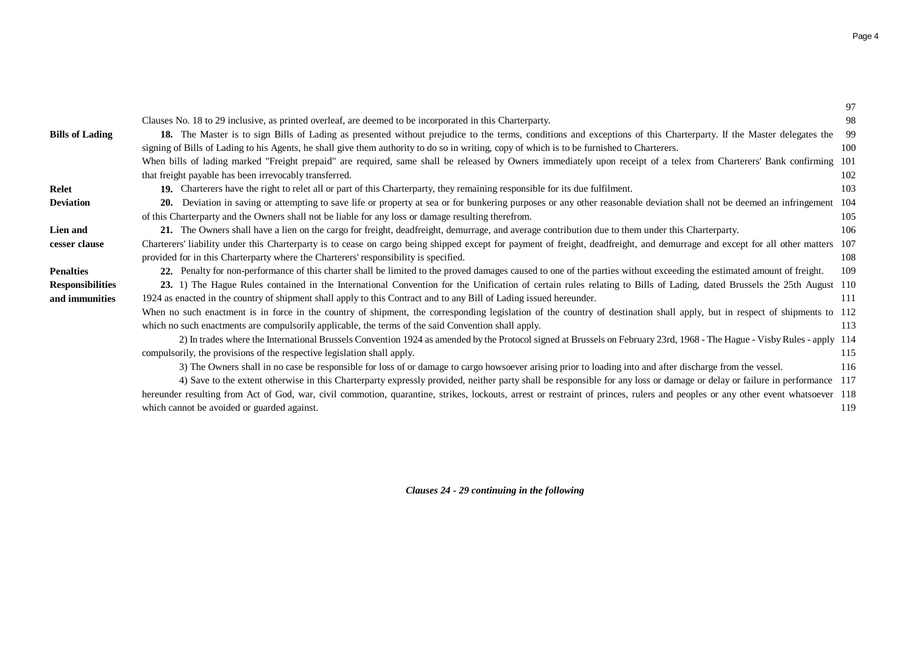Clauses No. 18 to 29 inclusive, as printed overleaf, are deemed to be incorporated in this Charterparty.

**Bills of Lading**

**18.** The Master is to sign Bills of Lading as presented without prejudice to the terms, conditions and exceptions of this Charterparty. If the Master delegates the signing of Bills of Lading to his Agents, he shall give them authority to do so in writing, copy of which is to be furnished to Charterers.

When bills of lading marked "Freight prepaid" are required, same shall be released by Owners immediately upon receipt of a telex from Charterers' Bank confirming that freight payable has been irrevocably transferred.

**Relet**

**19.** Charterers have the right to relet all or part of this Charterparty, they remaining responsible for its due fulfilment.

**Deviation**

**20.** Deviation in saving or attempting to save life or property at sea or for bunkering purposes or any other reasonable deviation shall not be deemed an infringement of this Charterparty and the Owners shall not be liable for any loss or damage resulting therefrom.

**Lien and cesser clause**

**21.** The Owners shall have a lien on the cargo for freight, deadfreight, demurrage, and average contribution due to them under this Charterparty.

Charterers' liability under this Charterparty is to cease on cargo being shipped except for payment of freight, deadfreight, and demurrage and except for all other matters provided for in this Charterparty where the Charterers' responsibility is specified.

**Penalties**

**22.** Penalty for non-performance of this charter shall be limited to the proved damages caused to one of the parties without exceeding the estimated amount of freight.

**Responsibilities and immunities**

**23.** 1) The Hague Rules contained in the International Convention for the Unification of certain rules relating to Bills of Lading, dated Brussels the 25th August 1924 as enacted in the country of shipment shall apply to this Contract and to any Bill of Lading issued hereunder.

When no such enactment is in force in the country of shipment, the corresponding legislation of the country of destination shall apply, but in respect of shipments to which no such enactments are compulsorily applicable, the terms of the said Convention shall apply.

2) In trades where the International Brussels Convention 1924 as amended by the Protocol signed at Brussels on February 23rd, 1968 - The Hague - Visby Rules - apply compulsorily, the provisions of the respective legislation shall apply.

3) The Owners shall in no case be responsible for loss of or damage to cargo howsoever arising prior to loading into and after discharge from the vessel.

4) Save to the extent otherwise in this Charterparty expressly provided, neither party shall be responsible for any loss or damage or delay or failure in performance hereunder resulting from Act of God, war, civil commotion, quarantine, strikes, lockouts, arrest or restraint of princes, rulers and peoples or any other event whatsoever which cannot be avoided or guarded against.

***Clauses 24 - 29 continuing in the following***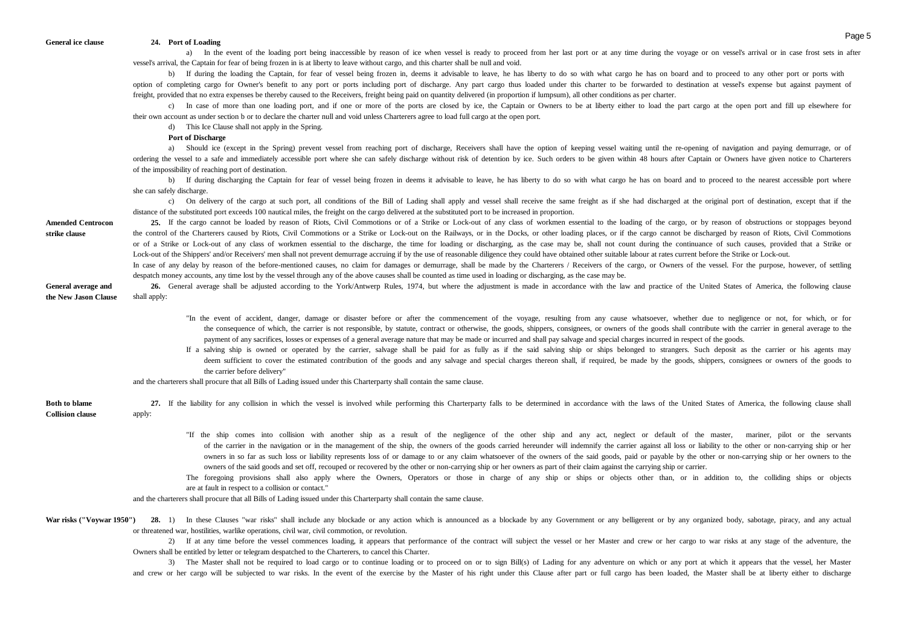**General ice clause** **24. Port of Loading**

a) In the event of the loading port being inaccessible by reason of ice when vessel is ready to proceed from her last port or at any time during the voyage or on vessel's arrival or in case frost sets in after vessel's arrival, the Captain for fear of being frozen in is at liberty to leave without cargo, and this charter shall be null and void.

b) If during the loading the Captain, for fear of vessel being frozen in, deems it advisable to leave, he has liberty to do so with what cargo he has on board and to proceed to any other port or ports with option of completing cargo for Owner's benefit to any port or ports including port of discharge. Any part cargo thus loaded under this charter to be forwarded to destination at vessel's expense but against payment of freight, provided that no extra expenses be thereby caused to the Receivers, freight being paid on quantity delivered (in proportion if lumpsum), all other conditions as per charter.

c) In case of more than one loading port, and if one or more of the ports are closed by ice, the Captain or Owners to be at liberty either to load the part cargo at the open port and fill up elsewhere for their own account as under section b or to declare the charter null and void unless Charterers agree to load full cargo at the open port.

d) This Ice Clause shall not apply in the Spring.

**Port of Discharge**

a) Should ice (except in the Spring) prevent vessel from reaching port of discharge, Receivers shall have the option of keeping vessel waiting until the re-opening of navigation and paying demurrage, or of ordering the vessel to a safe and immediately accessible port where she can safely discharge without risk of detention by ice. Such orders to be given within 48 hours after Captain or Owners have given notice to Charterers of the impossibility of reaching port of destination.

b) If during discharging the Captain for fear of vessel being frozen in deems it advisable to leave, he has liberty to do so with what cargo he has on board and to proceed to the nearest accessible port where she can safely discharge.

c) On delivery of the cargo at such port, all conditions of the Bill of Lading shall apply and vessel shall receive the same freight as if she had discharged at the original port of destination, except that if the distance of the substituted port exceeds 100 nautical miles, the freight on the cargo delivered at the substituted port to be increased in proportion.

**Amended Centrocon strike clause**

**25.** If the cargo cannot be loaded by reason of Riots, Civil Commotions or of a Strike or Lock-out of any class of workmen essential to the loading of the cargo, or by reason of obstructions or stoppages beyond the control of the Charterers caused by Riots, Civil Commotions or a Strike or Lock-out on the Railways, or in the Docks, or other loading places, or if the cargo cannot be discharged by reason of Riots, Civil Commotions or of a Strike or Lock-out of any class of workmen essential to the discharge, the time for loading or discharging, as the case may be, shall not count during the continuance of such causes, provided that a Strike or Lock-out of the Shippers' and/or Receivers' men shall not prevent demurrage accruing if by the use of reasonable diligence they could have obtained other suitable labour at rates current before the Strike or Lock-out.

In case of any delay by reason of the before-mentioned causes, no claim for damages or demurrage, shall be made by the Charterers / Receivers of the cargo, or Owners of the vessel. For the purpose, however, of settling despatch money accounts, any time lost by the vessel through any of the above causes shall be counted as time used in loading or discharging, as the case may be.

**General average and the New Jason Clause**

**26.** General average shall be adjusted according to the York/Antwerp Rules, 1974, but where the adjustment is made in accordance with the law and practice of the United States of America, the following clause shall apply:

> "In the event of accident, danger, damage or disaster before or after the commencement of the voyage, resulting from any cause whatsoever, whether due to negligence or not, for which, or for the consequence of which, the carrier is not responsible, by statute, contract or otherwise, the goods, shippers, consignees, or owners of the goods shall contribute with the carrier in general average to the payment of any sacrifices, losses or expenses of a general average nature that may be made or incurred and shall pay salvage and special charges incurred in respect of the goods.
>
> If a salving ship is owned or operated by the carrier, salvage shall be paid for as fully as if the said salving ship or ships belonged to strangers. Such deposit as the carrier or his agents may deem sufficient to cover the estimated contribution of the goods and any salvage and special charges thereon shall, if required, be made by the goods, shippers, consignees or owners of the goods to the carrier before delivery"

and the charterers shall procure that all Bills of Lading issued under this Charterparty shall contain the same clause.

**Both to blame Collision clause**

**27.** If the liability for any collision in which the vessel is involved while performing this Charterparty falls to be determined in accordance with the laws of the United States of America, the following clause shall apply:

> "If the ship comes into collision with another ship as a result of the negligence of the other ship and any act, neglect or default of the master, mariner, pilot or the servants of the carrier in the navigation or in the management of the ship, the owners of the goods carried hereunder will indemnify the carrier against all loss or liability to the other or non-carrying ship or her owners in so far as such loss or liability represents loss of or damage to or any claim whatsoever of the owners of the said goods, paid or payable by the other or non-carrying ship or her owners to the owners of the said goods and set off, recouped or recovered by the other or non-carrying ship or her owners as part of their claim against the carrying ship or carrier.
>
> The foregoing provisions shall also apply where the Owners, Operators or those in charge of any ship or ships or objects other than, or in addition to, the colliding ships or objects are at fault in respect to a collision or contact."

and the charterers shall procure that all Bills of Lading issued under this Charterparty shall contain the same clause.

**War risks ("Voywar 1950")**

**28.** 1) In these Clauses "war risks" shall include any blockade or any action which is announced as a blockade by any Government or any belligerent or by any organized body, sabotage, piracy, and any actual or threatened war, hostilities, warlike operations, civil war, civil commotion, or revolution.

2) If at any time before the vessel commences loading, it appears that performance of the contract will subject the vessel or her Master and crew or her cargo to war risks at any stage of the adventure, the Owners shall be entitled by letter or telegram despatched to the Charterers, to cancel this Charter.

3) The Master shall not be required to load cargo or to continue loading or to proceed on or to sign Bill(s) of Lading for any adventure on which or any port at which it appears that the vessel, her Master and crew or her cargo will be subjected to war risks. In the event of the exercise by the Master of his right under this Clause after part or full cargo has been loaded, the Master shall be at liberty either to discharge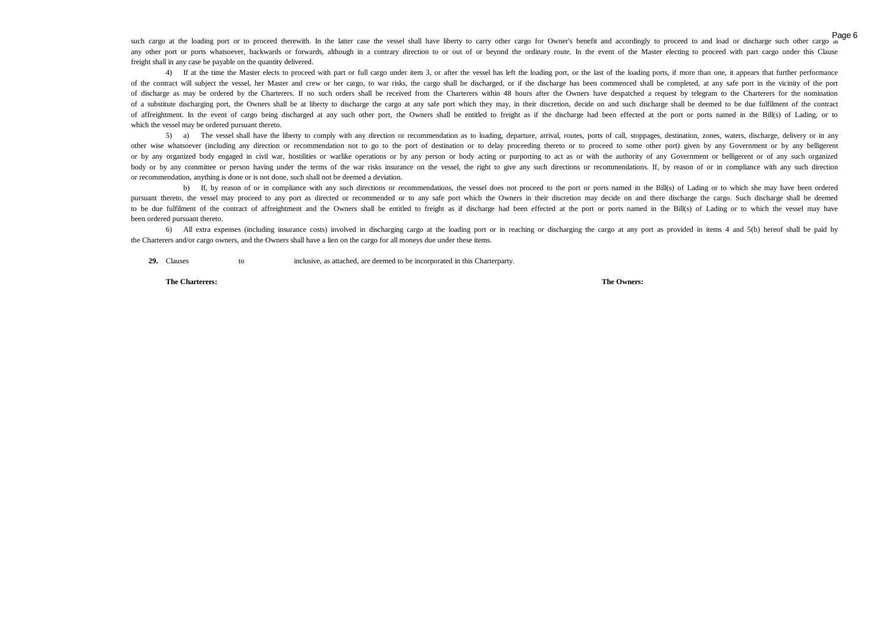such cargo at the loading port or to proceed therewith. In the latter case the vessel shall have liberty to carry other cargo for Owner's benefit and accordingly to proceed to and load or discharge such other cargo at any other port or ports whatsoever, backwards or forwards, although in a contrary direction to or out of or beyond the ordinary route. In the event of the Master electing to proceed with part cargo under this Clause freight shall in any case be payable on the quantity delivered.

4) If at the time the Master elects to proceed with part or full cargo under item 3, or after the vessel has left the loading port, or the last of the loading ports, if more than one, it appears that further performance of the contract will subject the vessel, her Master and crew or her cargo, to war risks, the cargo shall be discharged, or if the discharge has been commenced shall be completed, at any safe port in the vicinity of the port of discharge as may be ordered by the Charterers. If no such orders shall be received from the Charterers within 48 hours after the Owners have despatched a request by telegram to the Charterers for the nomination of a substitute discharging port, the Owners shall be at liberty to discharge the cargo at any safe port which they may, in their discretion, decide on and such discharge shall be deemed to be due fulfilment of the contract of affreightment. In the event of cargo being discharged at any such other port, the Owners shall be entitled to freight as if the discharge had been effected at the port or ports named in the Bill(s) of Lading, or to which the vessel may be ordered pursuant thereto.

5) a) The vessel shall have the liberty to comply with any direction or recommendation as to loading, departure, arrival, routes, ports of call, stoppages, destination, zones, waters, discharge, delivery or in any other wise whatsoever (including any direction or recommendation not to go to the port of destination or to delay proceeding thereto or to proceed to some other port) given by any Government or by any belligerent or by any organized body engaged in civil war, hostilities or warlike operations or by any person or body acting or purporting to act as or with the authority of any Government or belligerent or of any such organized body or by any committee or person having under the terms of the war risks insurance on the vessel, the right to give any such directions or recommendations. If, by reason of or in compliance with any such direction or recommendation, anything is done or is not done, such shall not be deemed a deviation.

b) If, by reason of or in compliance with any such directions or recommendations, the vessel does not proceed to the port or ports named in the Bill(s) of Lading or to which she may have been ordered pursuant thereto, the vessel may proceed to any port as directed or recommended or to any safe port which the Owners in their discretion may decide on and there discharge the cargo. Such discharge shall be deemed to be due fulfilment of the contract of affreightment and the Owners shall be entitled to freight as if discharge had been effected at the port or ports named in the Bill(s) of Lading or to which the vessel may have been ordered pursuant thereto.

6) All extra expenses (including insurance costs) involved in discharging cargo at the loading port or in reaching or discharging the cargo at any port as provided in items 4 and 5(b) hereof shall be paid by the Charterers and/or cargo owners, and the Owners shall have a lien on the cargo for all moneys due under these items.

**29.** Clauses to inclusive, as attached, are deemed to be incorporated in this Charterparty.

**The Charterers:** **The Owners:**